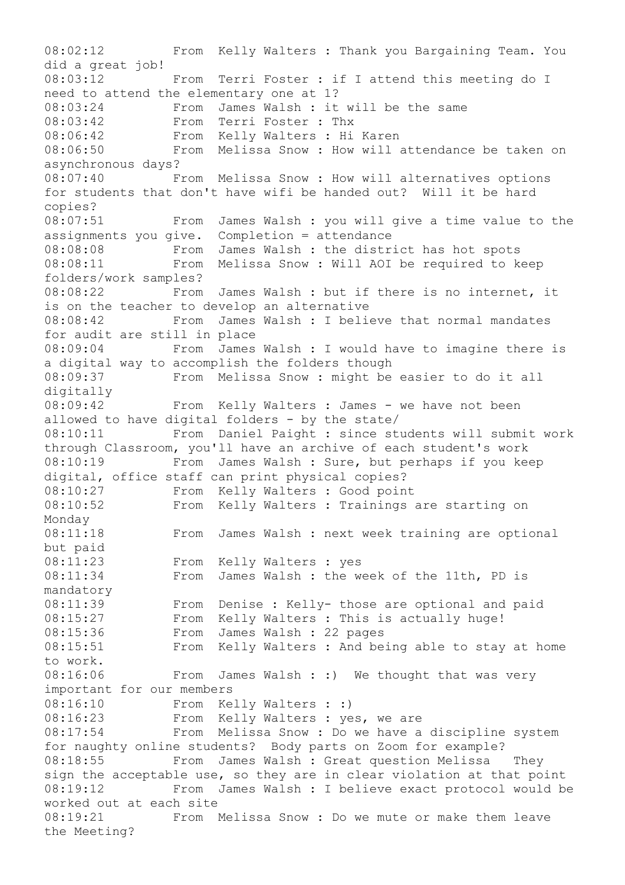08:02:12 From Kelly Walters : Thank you Bargaining Team. You did a great job!
08:03:12 From Terri Foster : if I attend this meeting do I need to attend the elementary one at 1?
08:03:24 From James Walsh : it will be the same
08:03:42 From Terri Foster : Thx
08:06:42 From Kelly Walters : Hi Karen
08:06:50 From Melissa Snow : How will attendance be taken on asynchronous days?
08:07:40 From Melissa Snow : How will alternatives options for students that don't have wifi be handed out? Will it be hard copies?
08:07:51 From James Walsh : you will give a time value to the assignments you give. Completion = attendance
08:08:08 From James Walsh : the district has hot spots
08:08:11 From Melissa Snow : Will AOI be required to keep folders/work samples?
08:08:22 From James Walsh : but if there is no internet, it is on the teacher to develop an alternative
08:08:42 From James Walsh : I believe that normal mandates for audit are still in place
08:09:04 From James Walsh : I would have to imagine there is a digital way to accomplish the folders though
08:09:37 From Melissa Snow : might be easier to do it all digitally
08:09:42 From Kelly Walters : James - we have not been allowed to have digital folders - by the state/
08:10:11 From Daniel Paight : since students will submit work through Classroom, you'll have an archive of each student's work
08:10:19 From James Walsh : Sure, but perhaps if you keep digital, office staff can print physical copies?
08:10:27 From Kelly Walters : Good point
08:10:52 From Kelly Walters : Trainings are starting on Monday
08:11:18 From James Walsh : next week training are optional but paid
08:11:23 From Kelly Walters : yes
08:11:34 From James Walsh : the week of the 11th, PD is mandatory
08:11:39 From Denise : Kelly- those are optional and paid
08:15:27 From Kelly Walters : This is actually huge!
08:15:36 From James Walsh : 22 pages
08:15:51 From Kelly Walters : And being able to stay at home to work.
08:16:06 From James Walsh : :) We thought that was very important for our members
08:16:10 From Kelly Walters : :)
08:16:23 From Kelly Walters : yes, we are
08:17:54 From Melissa Snow : Do we have a discipline system for naughty online students? Body parts on Zoom for example?
08:18:55 From James Walsh : Great question Melissa They sign the acceptable use, so they are in clear violation at that point
08:19:12 From James Walsh : I believe exact protocol would be worked out at each site
08:19:21 From Melissa Snow : Do we mute or make them leave the Meeting?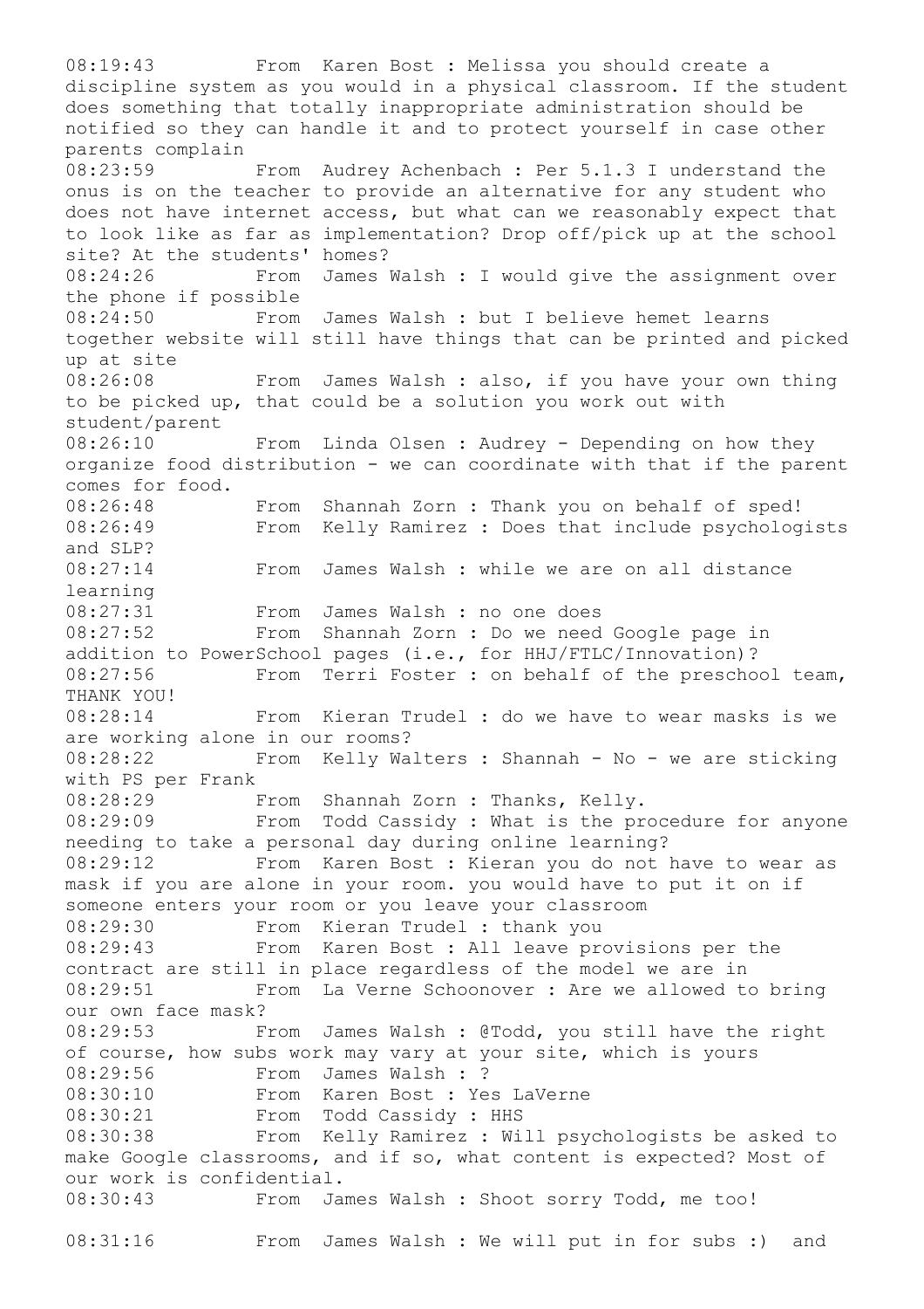08:19:43 From Karen Bost : Melissa you should create a discipline system as you would in a physical classroom. If the student does something that totally inappropriate administration should be notified so they can handle it and to protect yourself in case other parents complain

08:23:59 From Audrey Achenbach : Per 5.1.3 I understand the onus is on the teacher to provide an alternative for any student who does not have internet access, but what can we reasonably expect that to look like as far as implementation? Drop off/pick up at the school site? At the students' homes?

08:24:26 From James Walsh : I would give the assignment over the phone if possible

08:24:50 From James Walsh : but I believe hemet learns together website will still have things that can be printed and picked up at site

08:26:08 From James Walsh : also, if you have your own thing to be picked up, that could be a solution you work out with student/parent

08:26:10 From Linda Olsen : Audrey - Depending on how they organize food distribution - we can coordinate with that if the parent comes for food.

08:26:48 From Shannah Zorn : Thank you on behalf of sped!

08:26:49 From Kelly Ramirez : Does that include psychologists and SLP?

08:27:14 From James Walsh : while we are on all distance learning

08:27:31 From James Walsh : no one does

08:27:52 From Shannah Zorn : Do we need Google page in addition to PowerSchool pages (i.e., for HHJ/FTLC/Innovation)?

08:27:56 From Terri Foster : on behalf of the preschool team, THANK YOU!

08:28:14 From Kieran Trudel : do we have to wear masks is we are working alone in our rooms?

08:28:22 From Kelly Walters : Shannah - No - we are sticking with PS per Frank

08:28:29 From Shannah Zorn : Thanks, Kelly.

08:29:09 From Todd Cassidy : What is the procedure for anyone needing to take a personal day during online learning?

08:29:12 From Karen Bost : Kieran you do not have to wear as mask if you are alone in your room. you would have to put it on if someone enters your room or you leave your classroom

08:29:30 From Kieran Trudel : thank you

08:29:43 From Karen Bost : All leave provisions per the contract are still in place regardless of the model we are in

08:29:51 From La Verne Schoonover : Are we allowed to bring our own face mask?

08:29:53 From James Walsh : @Todd, you still have the right of course, how subs work may vary at your site, which is yours

08:29:56 From James Walsh : ?

08:30:10 From Karen Bost : Yes LaVerne

08:30:21 From Todd Cassidy : HHS

08:30:38 From Kelly Ramirez : Will psychologists be asked to make Google classrooms, and if so, what content is expected? Most of our work is confidential.

08:30:43 From James Walsh : Shoot sorry Todd, me too!

08:31:16 From James Walsh : We will put in for subs :) and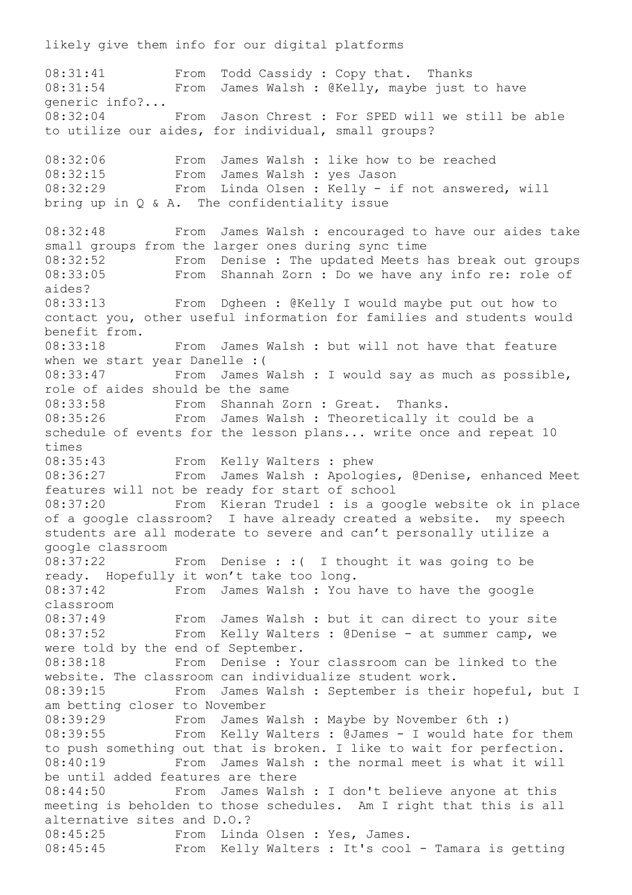likely give them info for our digital platforms

08:31:41 From Todd Cassidy : Copy that. Thanks
08:31:54 From James Walsh : @Kelly, maybe just to have generic info?...
08:32:04 From Jason Chrest : For SPED will we still be able to utilize our aides, for individual, small groups?

08:32:06 From James Walsh : like how to be reached
08:32:15 From James Walsh : yes Jason
08:32:29 From Linda Olsen : Kelly - if not answered, will bring up in Q & A. The confidentiality issue

08:32:48 From James Walsh : encouraged to have our aides take small groups from the larger ones during sync time
08:32:52 From Denise : The updated Meets has break out groups
08:33:05 From Shannah Zorn : Do we have any info re: role of aides?
08:33:13 From Dgheen : @Kelly I would maybe put out how to contact you, other useful information for families and students would benefit from.
08:33:18 From James Walsh : but will not have that feature when we start year Danelle :(
08:33:47 From James Walsh : I would say as much as possible, role of aides should be the same
08:33:58 From Shannah Zorn : Great. Thanks.
08:35:26 From James Walsh : Theoretically it could be a schedule of events for the lesson plans... write once and repeat 10 times
08:35:43 From Kelly Walters : phew
08:36:27 From James Walsh : Apologies, @Denise, enhanced Meet features will not be ready for start of school
08:37:20 From Kieran Trudel : is a google website ok in place of a google classroom? I have already created a website. my speech students are all moderate to severe and can't personally utilize a google classroom
08:37:22 From Denise : :( I thought it was going to be ready. Hopefully it won't take too long.
08:37:42 From James Walsh : You have to have the google classroom
08:37:49 From James Walsh : but it can direct to your site
08:37:52 From Kelly Walters : @Denise - at summer camp, we were told by the end of September.
08:38:18 From Denise : Your classroom can be linked to the website. The classroom can individualize student work.
08:39:15 From James Walsh : September is their hopeful, but I am betting closer to November
08:39:29 From James Walsh : Maybe by November 6th :)
08:39:55 From Kelly Walters : @James - I would hate for them to push something out that is broken. I like to wait for perfection.
08:40:19 From James Walsh : the normal meet is what it will be until added features are there
08:44:50 From James Walsh : I don't believe anyone at this meeting is beholden to those schedules. Am I right that this is all alternative sites and D.O.?
08:45:25 From Linda Olsen : Yes, James.
08:45:45 From Kelly Walters : It's cool - Tamara is getting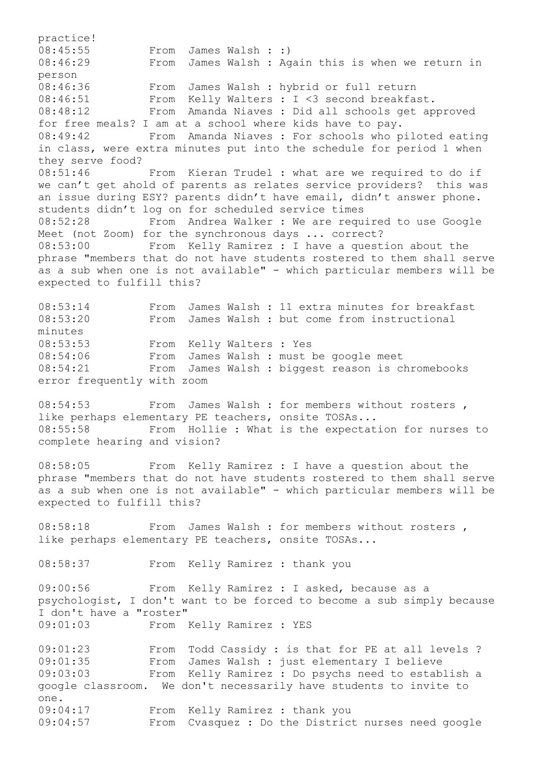practice!
08:45:55 From James Walsh : :)
08:46:29 From James Walsh : Again this is when we return in person
08:46:36 From James Walsh : hybrid or full return
08:46:51 From Kelly Walters : I <3 second breakfast.
08:48:12 From Amanda Niaves : Did all schools get approved for free meals? I am at a school where kids have to pay.
08:49:42 From Amanda Niaves : For schools who piloted eating in class, were extra minutes put into the schedule for period 1 when they serve food?
08:51:46 From Kieran Trudel : what are we required to do if we can't get ahold of parents as relates service providers? this was an issue during ESY? parents didn't have email, didn't answer phone. students didn't log on for scheduled service times
08:52:28 From Andrea Walker : We are required to use Google Meet (not Zoom) for the synchronous days ... correct?
08:53:00 From Kelly Ramirez : I have a question about the phrase "members that do not have students rostered to them shall serve as a sub when one is not available" - which particular members will be expected to fulfill this?

08:53:14 From James Walsh : 11 extra minutes for breakfast
08:53:20 From James Walsh : but come from instructional minutes
08:53:53 From Kelly Walters : Yes
08:54:06 From James Walsh : must be google meet
08:54:21 From James Walsh : biggest reason is chromebooks error frequently with zoom

08:54:53 From James Walsh : for members without rosters , like perhaps elementary PE teachers, onsite TOSAs...
08:55:58 From Hollie : What is the expectation for nurses to complete hearing and vision?

08:58:05 From Kelly Ramirez : I have a question about the phrase "members that do not have students rostered to them shall serve as a sub when one is not available" - which particular members will be expected to fulfill this?

08:58:18 From James Walsh : for members without rosters , like perhaps elementary PE teachers, onsite TOSAs...

08:58:37 From Kelly Ramirez : thank you

09:00:56 From Kelly Ramirez : I asked, because as a psychologist, I don't want to be forced to become a sub simply because I don't have a "roster"
09:01:03 From Kelly Ramirez : YES

09:01:23 From Todd Cassidy : is that for PE at all levels ?
09:01:35 From James Walsh : just elementary I believe
09:03:03 From Kelly Ramirez : Do psychs need to establish a google classroom. We don't necessarily have students to invite to one.
09:04:17 From Kelly Ramirez : thank you
09:04:57 From Cvasquez : Do the District nurses need google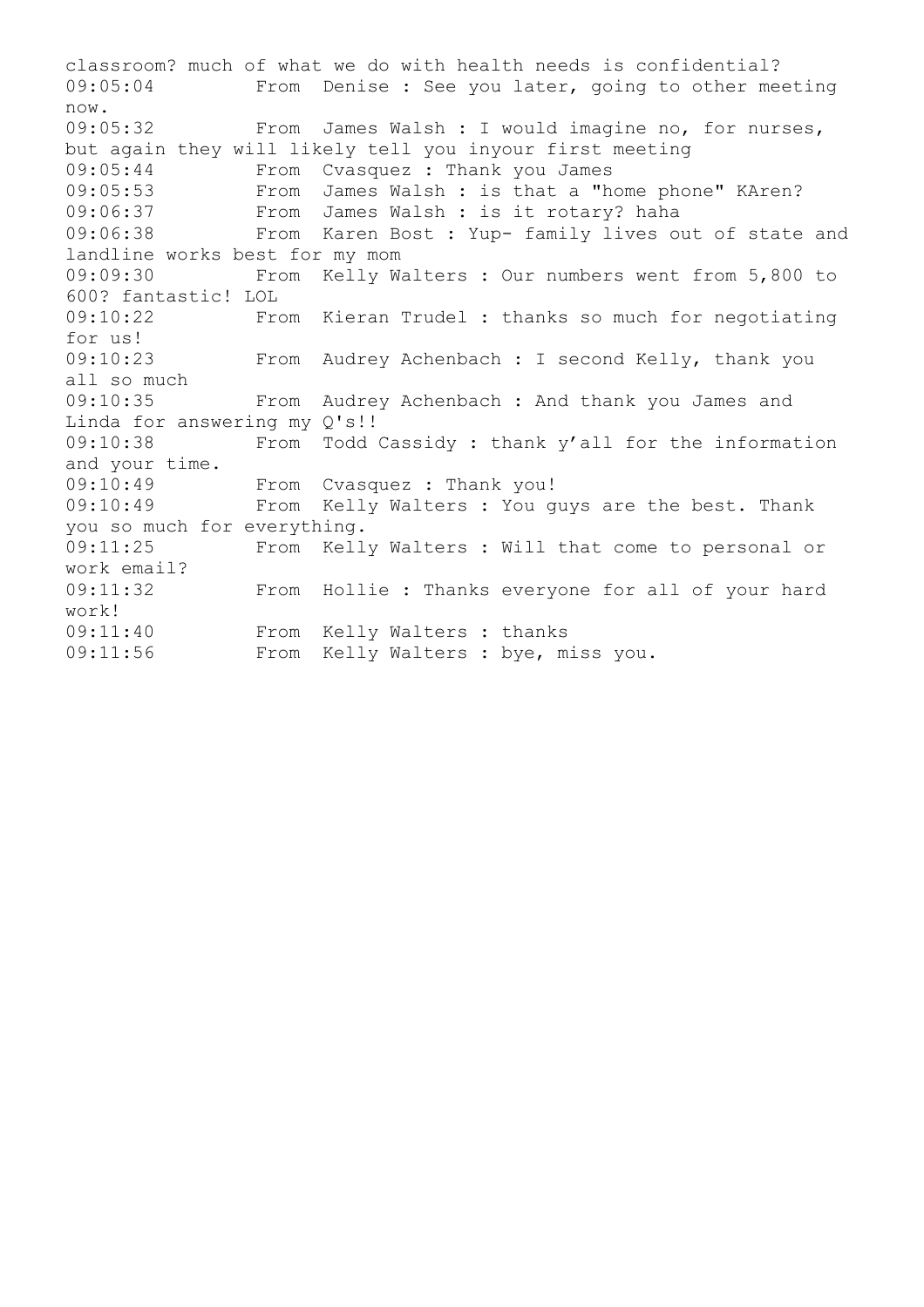classroom? much of what we do with health needs is confidential?
09:05:04 From Denise : See you later, going to other meeting now.
09:05:32 From James Walsh : I would imagine no, for nurses, but again they will likely tell you inyour first meeting
09:05:44 From Cvasquez : Thank you James
09:05:53 From James Walsh : is that a "home phone" KAren?
09:06:37 From James Walsh : is it rotary? haha
09:06:38 From Karen Bost : Yup- family lives out of state and landline works best for my mom
09:09:30 From Kelly Walters : Our numbers went from 5,800 to 600? fantastic! LOL
09:10:22 From Kieran Trudel : thanks so much for negotiating for us!
09:10:23 From Audrey Achenbach : I second Kelly, thank you all so much
09:10:35 From Audrey Achenbach : And thank you James and Linda for answering my Q's!!
09:10:38 From Todd Cassidy : thank y'all for the information and your time.
09:10:49 From Cvasquez : Thank you!
09:10:49 From Kelly Walters : You guys are the best. Thank you so much for everything.
09:11:25 From Kelly Walters : Will that come to personal or work email?
09:11:32 From Hollie : Thanks everyone for all of your hard work!
09:11:40 From Kelly Walters : thanks
09:11:56 From Kelly Walters : bye, miss you.